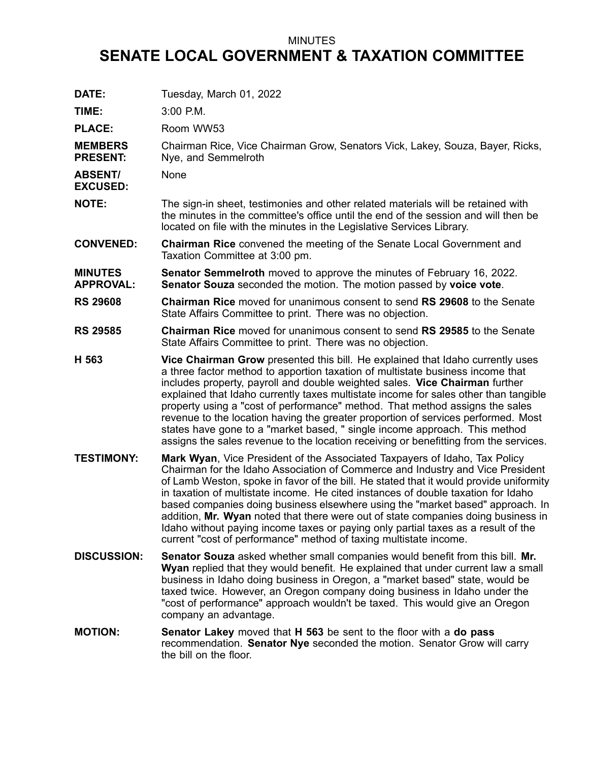MINUTES

# SENATE LOCAL GOVERNMENT & TAXATION COMMITTEE

**DATE:** Tuesday, March 01, 2022

**TIME:** 3:00 P.M.

**PLACE:** Room WW53

**MEMBERS PRESENT:** Chairman Rice, Vice Chairman Grow, Senators Vick, Lakey, Souza, Bayer, Ricks, Nye, and Semmelroth

**ABSENT/ EXCUSED:** None

**NOTE:** The sign-in sheet, testimonies and other related materials will be retained with the minutes in the committee's office until the end of the session and will then be located on file with the minutes in the Legislative Services Library.

**CONVENED:** **Chairman Rice** convened the meeting of the Senate Local Government and Taxation Committee at 3:00 pm.

**MINUTES APPROVAL:** **Senator Semmelroth** moved to approve the minutes of February 16, 2022. **Senator Souza** seconded the motion. The motion passed by **voice vote**.

**RS 29608** **Chairman Rice** moved for unanimous consent to send **RS 29608** to the Senate State Affairs Committee to print. There was no objection.

**RS 29585** **Chairman Rice** moved for unanimous consent to send **RS 29585** to the Senate State Affairs Committee to print. There was no objection.

**H 563** **Vice Chairman Grow** presented this bill. He explained that Idaho currently uses a three factor method to apportion taxation of multistate business income that includes property, payroll and double weighted sales. **Vice Chairman** further explained that Idaho currently taxes multistate income for sales other than tangible property using a "cost of performance" method. That method assigns the sales revenue to the location having the greater proportion of services performed. Most states have gone to a "market based, " single income approach. This method assigns the sales revenue to the location receiving or benefitting from the services.

**TESTIMONY:** **Mark Wyan**, Vice President of the Associated Taxpayers of Idaho, Tax Policy Chairman for the Idaho Association of Commerce and Industry and Vice President of Lamb Weston, spoke in favor of the bill. He stated that it would provide uniformity in taxation of multistate income. He cited instances of double taxation for Idaho based companies doing business elsewhere using the "market based" approach. In addition, **Mr. Wyan** noted that there were out of state companies doing business in Idaho without paying income taxes or paying only partial taxes as a result of the current "cost of performance" method of taxing multistate income.

**DISCUSSION:** **Senator Souza** asked whether small companies would benefit from this bill. **Mr. Wyan** replied that they would benefit. He explained that under current law a small business in Idaho doing business in Oregon, a "market based" state, would be taxed twice. However, an Oregon company doing business in Idaho under the "cost of performance" approach wouldn't be taxed. This would give an Oregon company an advantage.

**MOTION:** **Senator Lakey** moved that **H 563** be sent to the floor with a **do pass** recommendation. **Senator Nye** seconded the motion. Senator Grow will carry the bill on the floor.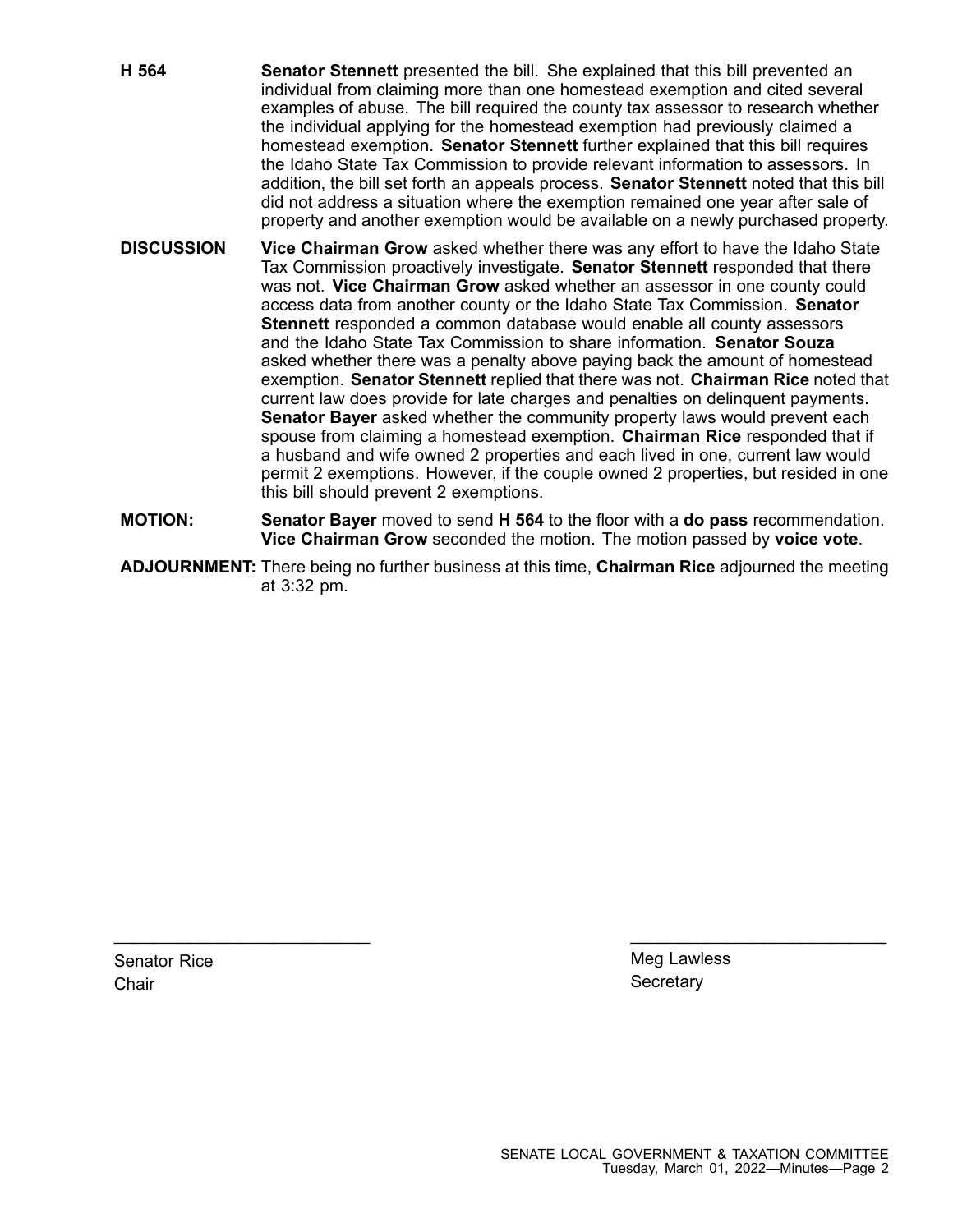**H 564** **Senator Stennett** presented the bill. She explained that this bill prevented an individual from claiming more than one homestead exemption and cited several examples of abuse. The bill required the county tax assessor to research whether the individual applying for the homestead exemption had previously claimed a homestead exemption. **Senator Stennett** further explained that this bill requires the Idaho State Tax Commission to provide relevant information to assessors. In addition, the bill set forth an appeals process. **Senator Stennett** noted that this bill did not address a situation where the exemption remained one year after sale of property and another exemption would be available on a newly purchased property.

**DISCUSSION** **Vice Chairman Grow** asked whether there was any effort to have the Idaho State Tax Commission proactively investigate. **Senator Stennett** responded that there was not. **Vice Chairman Grow** asked whether an assessor in one county could access data from another county or the Idaho State Tax Commission. **Senator Stennett** responded a common database would enable all county assessors and the Idaho State Tax Commission to share information. **Senator Souza** asked whether there was a penalty above paying back the amount of homestead exemption. **Senator Stennett** replied that there was not. **Chairman Rice** noted that current law does provide for late charges and penalties on delinquent payments. **Senator Bayer** asked whether the community property laws would prevent each spouse from claiming a homestead exemption. **Chairman Rice** responded that if a husband and wife owned 2 properties and each lived in one, current law would permit 2 exemptions. However, if the couple owned 2 properties, but resided in one this bill should prevent 2 exemptions.

**MOTION:** **Senator Bayer** moved to send **H 564** to the floor with a **do pass** recommendation. **Vice Chairman Grow** seconded the motion. The motion passed by **voice vote**.

**ADJOURNMENT:** There being no further business at this time, **Chairman Rice** adjourned the meeting at 3:32 pm.

___________________________

Senator Rice
Chair

___________________________

Meg Lawless
Secretary